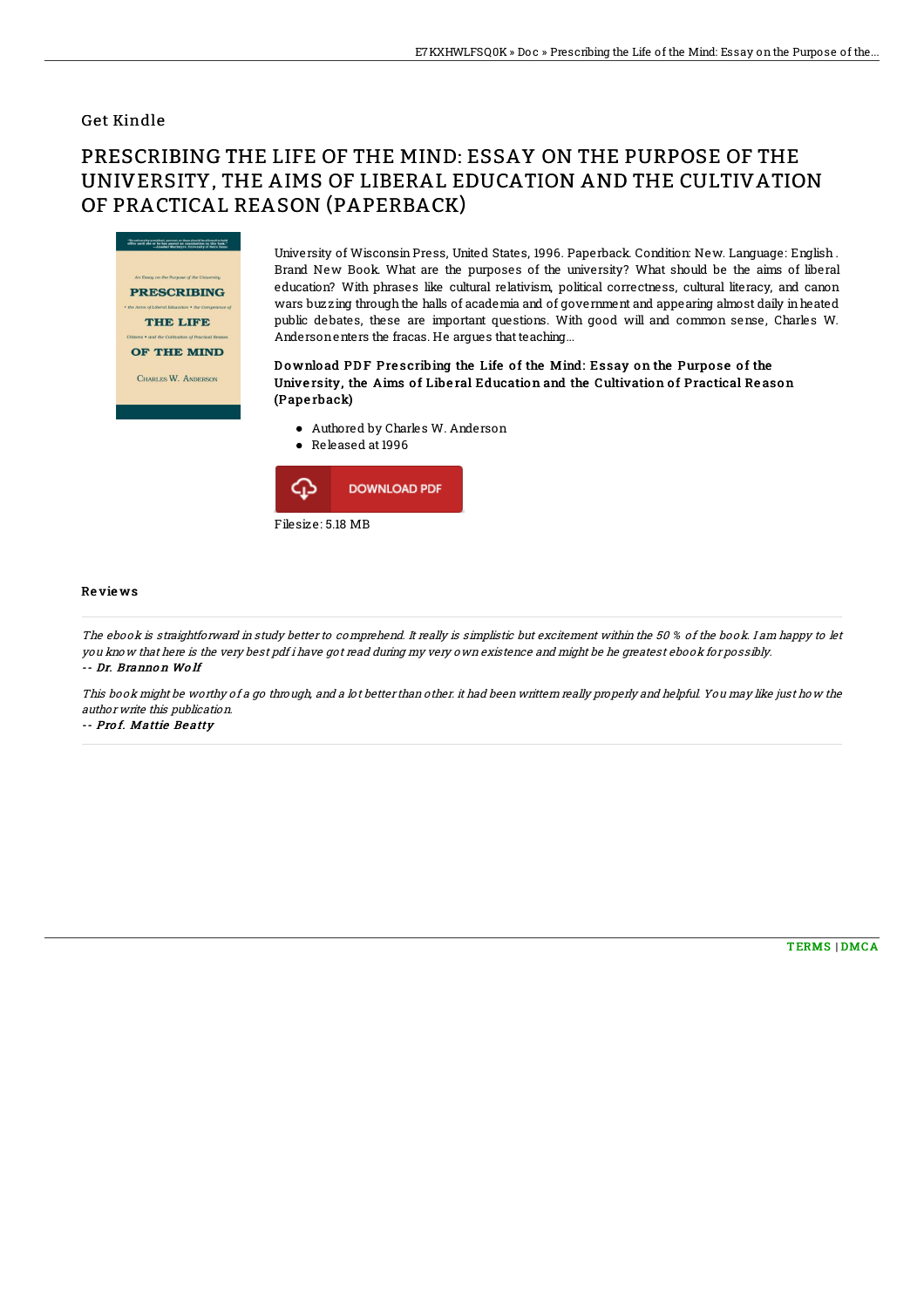Get Kindle

# PRESCRIBING THE LIFE OF THE MIND: ESSAY ON THE PURPOSE OF THE UNIVERSITY, THE AIMS OF LIBERAL EDUCATION AND THE CULTIVATION OF PRACTICAL REASON (PAPERBACK)

University of Wisconsin Press, United States, 1996. Paperback. Condition: New. Language: English . Brand New Book. What are the purposes of the university? What should be the aims of liberal education? With phrases like cultural relativism, political correctness, cultural literacy, and canon wars buzzing through the halls of academia and of government and appearing almost daily in heated public debates, these are important questions. With good will and common sense, Charles W. Anderson enters the fracas. He argues that teaching...

### Download PDF Prescribing the Life of the Mind: Essay on the Purpose of the University, the Aims of Liberal Education and the Cultivation of Practical Reason (Paperback)

- Authored by Charles W. Anderson
- Released at 1996

DOWNLOAD PDF

Filesize: 5.18 MB

## Reviews

*The ebook is straightforward in study better to comprehend. It really is simplistic but excitement within the 50 % of the book. I am happy to let you know that here is the very best pdf i have got read during my very own existence and might be he greatest ebook for possibly.*

-- *Dr. Brannon Wolf*

*This book might be worthy of a go through, and a lot better than other. it had been writtern really properly and helpful. You may like just how the author write this publication.*

-- *Prof. Mattie Beatty*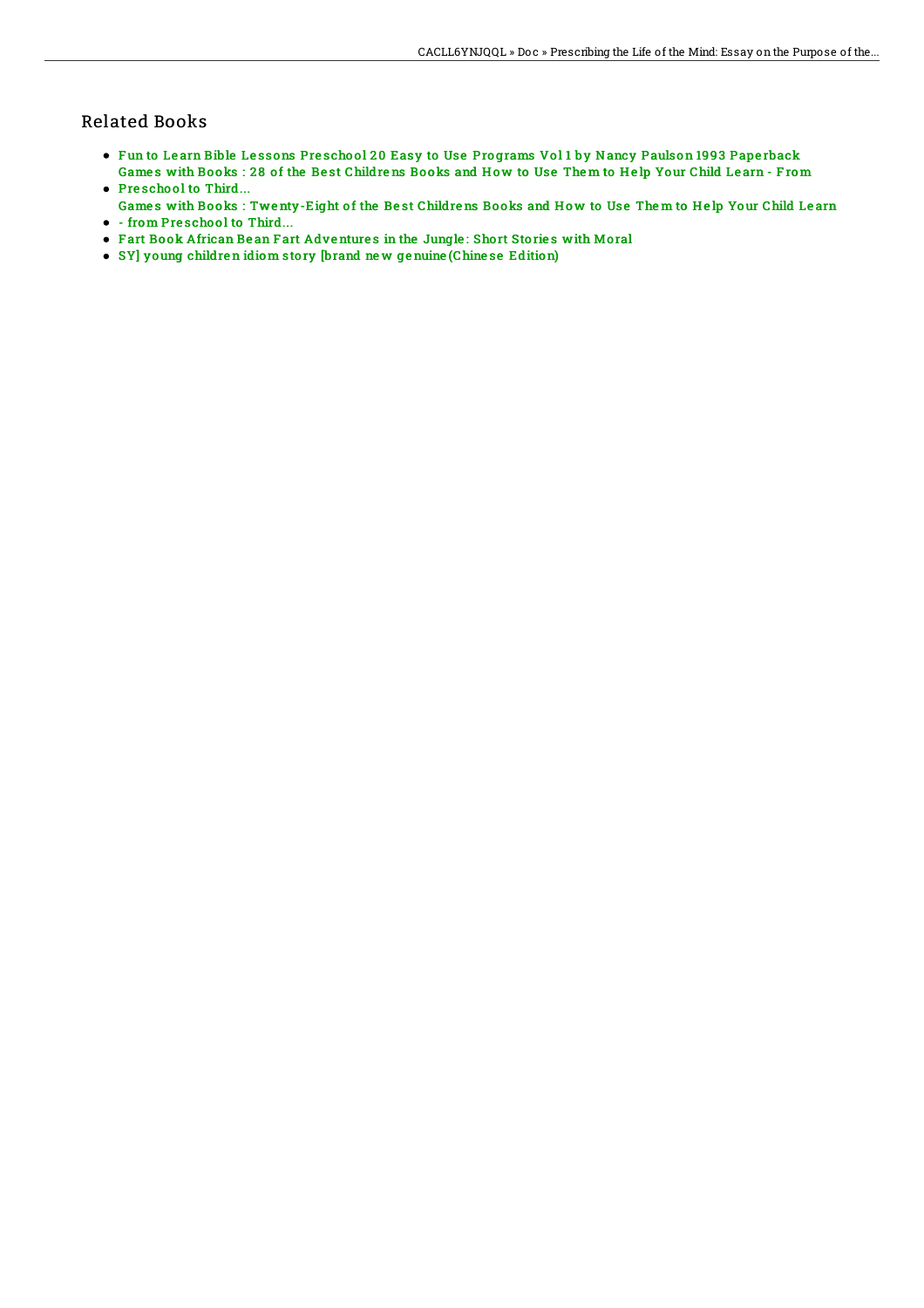## Related Books

- Fun to Learn Bible Lessons Preschool 20 Easy to Use Programs Vol 1 by Nancy Paulson 1993 Paperback
- Games with Books : 28 of the Best Childrens Books and How to Use Them to Help Your Child Learn - From Preschool to Third...
- Games with Books : Twenty-Eight of the Best Childrens Books and How to Use Them to Help Your Child Learn - from Preschool to Third...
- Fart Book African Bean Fart Adventures in the Jungle: Short Stories with Moral
- SY] young children idiom story [brand new genuine(Chinese Edition)